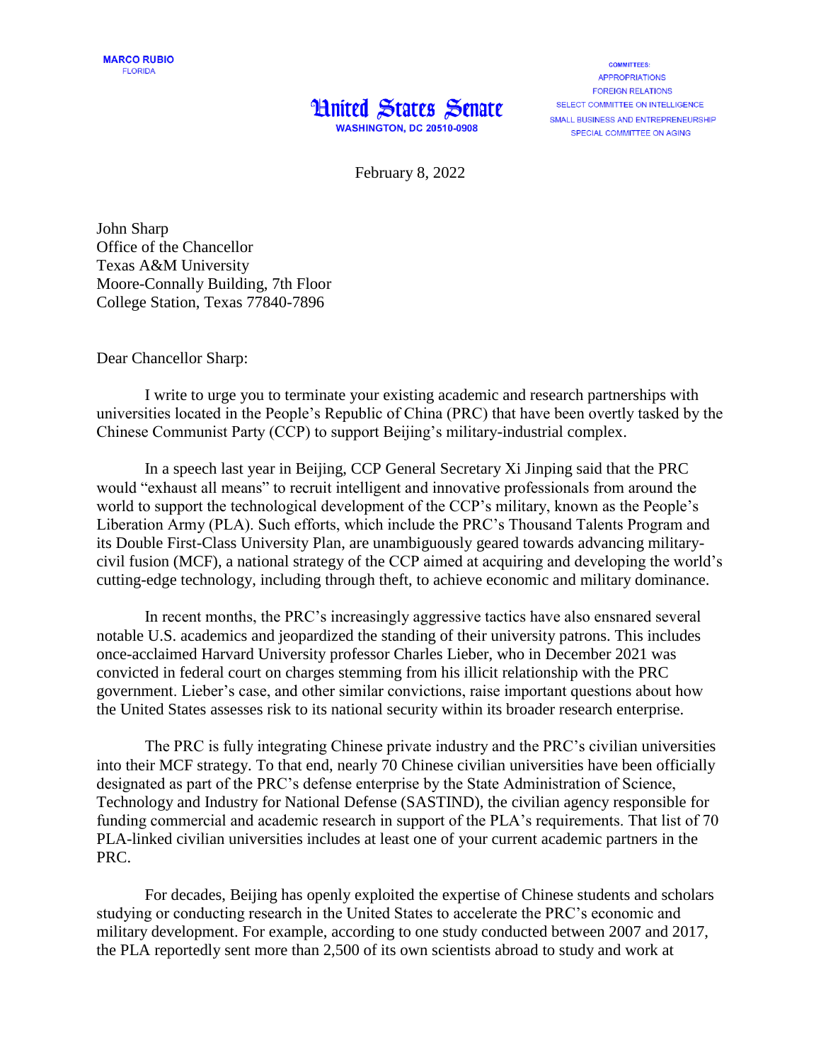**MARCO RUBIO**
FLORIDA

# United States Senate

**WASHINGTON, DC 20510-0908**

COMMITTEES:
APPROPRIATIONS
FOREIGN RELATIONS
SELECT COMMITTEE ON INTELLIGENCE
SMALL BUSINESS AND ENTREPRENEURSHIP
SPECIAL COMMITTEE ON AGING

February 8, 2022

John Sharp
Office of the Chancellor
Texas A&M University
Moore-Connally Building, 7th Floor
College Station, Texas 77840-7896

Dear Chancellor Sharp:

I write to urge you to terminate your existing academic and research partnerships with universities located in the People's Republic of China (PRC) that have been overtly tasked by the Chinese Communist Party (CCP) to support Beijing's military-industrial complex.

In a speech last year in Beijing, CCP General Secretary Xi Jinping said that the PRC would "exhaust all means" to recruit intelligent and innovative professionals from around the world to support the technological development of the CCP's military, known as the People's Liberation Army (PLA). Such efforts, which include the PRC's Thousand Talents Program and its Double First-Class University Plan, are unambiguously geared towards advancing military-civil fusion (MCF), a national strategy of the CCP aimed at acquiring and developing the world's cutting-edge technology, including through theft, to achieve economic and military dominance.

In recent months, the PRC's increasingly aggressive tactics have also ensnared several notable U.S. academics and jeopardized the standing of their university patrons. This includes once-acclaimed Harvard University professor Charles Lieber, who in December 2021 was convicted in federal court on charges stemming from his illicit relationship with the PRC government. Lieber's case, and other similar convictions, raise important questions about how the United States assesses risk to its national security within its broader research enterprise.

The PRC is fully integrating Chinese private industry and the PRC's civilian universities into their MCF strategy. To that end, nearly 70 Chinese civilian universities have been officially designated as part of the PRC's defense enterprise by the State Administration of Science, Technology and Industry for National Defense (SASTIND), the civilian agency responsible for funding commercial and academic research in support of the PLA's requirements. That list of 70 PLA-linked civilian universities includes at least one of your current academic partners in the PRC.

For decades, Beijing has openly exploited the expertise of Chinese students and scholars studying or conducting research in the United States to accelerate the PRC's economic and military development. For example, according to one study conducted between 2007 and 2017, the PLA reportedly sent more than 2,500 of its own scientists abroad to study and work at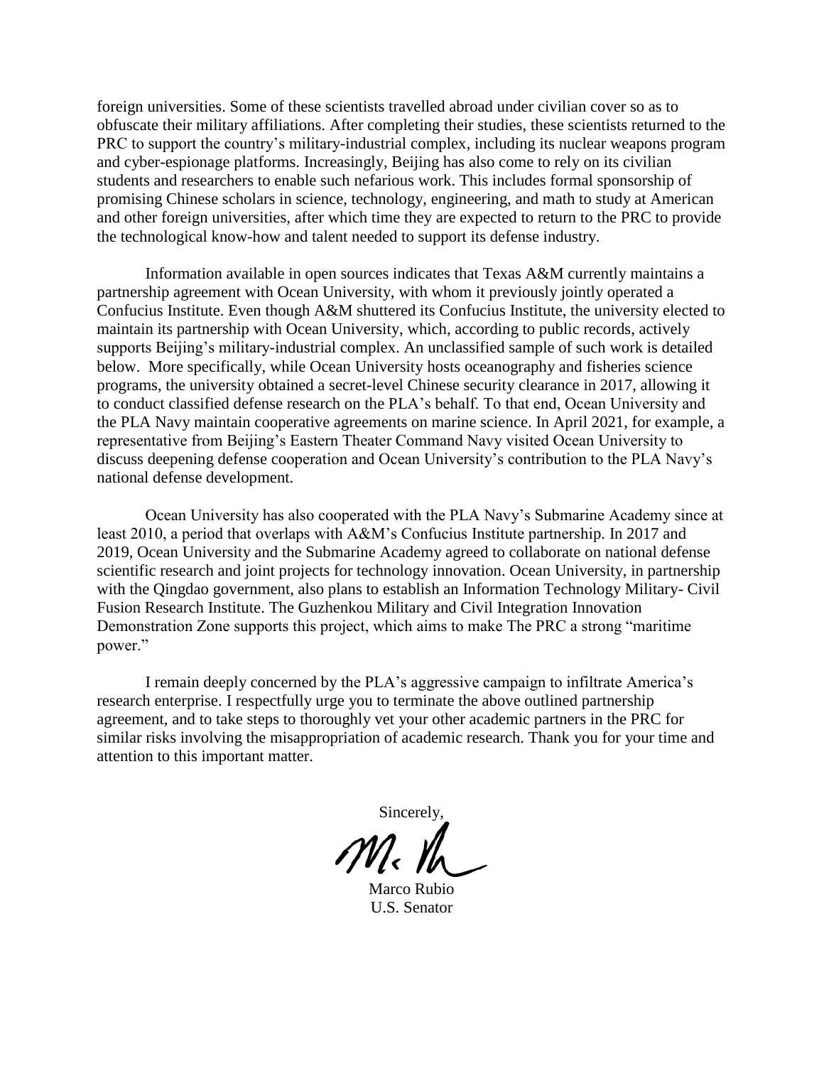foreign universities. Some of these scientists travelled abroad under civilian cover so as to obfuscate their military affiliations. After completing their studies, these scientists returned to the PRC to support the country's military-industrial complex, including its nuclear weapons program and cyber-espionage platforms. Increasingly, Beijing has also come to rely on its civilian students and researchers to enable such nefarious work. This includes formal sponsorship of promising Chinese scholars in science, technology, engineering, and math to study at American and other foreign universities, after which time they are expected to return to the PRC to provide the technological know-how and talent needed to support its defense industry.

Information available in open sources indicates that Texas A&M currently maintains a partnership agreement with Ocean University, with whom it previously jointly operated a Confucius Institute. Even though A&M shuttered its Confucius Institute, the university elected to maintain its partnership with Ocean University, which, according to public records, actively supports Beijing's military-industrial complex. An unclassified sample of such work is detailed below. More specifically, while Ocean University hosts oceanography and fisheries science programs, the university obtained a secret-level Chinese security clearance in 2017, allowing it to conduct classified defense research on the PLA's behalf. To that end, Ocean University and the PLA Navy maintain cooperative agreements on marine science. In April 2021, for example, a representative from Beijing's Eastern Theater Command Navy visited Ocean University to discuss deepening defense cooperation and Ocean University's contribution to the PLA Navy's national defense development.

Ocean University has also cooperated with the PLA Navy's Submarine Academy since at least 2010, a period that overlaps with A&M's Confucius Institute partnership. In 2017 and 2019, Ocean University and the Submarine Academy agreed to collaborate on national defense scientific research and joint projects for technology innovation. Ocean University, in partnership with the Qingdao government, also plans to establish an Information Technology Military- Civil Fusion Research Institute. The Guzhenkou Military and Civil Integration Innovation Demonstration Zone supports this project, which aims to make The PRC a strong "maritime power."

I remain deeply concerned by the PLA's aggressive campaign to infiltrate America's research enterprise. I respectfully urge you to terminate the above outlined partnership agreement, and to take steps to thoroughly vet your other academic partners in the PRC for similar risks involving the misappropriation of academic research. Thank you for your time and attention to this important matter.

Sincerely,

Marco Rubio
U.S. Senator